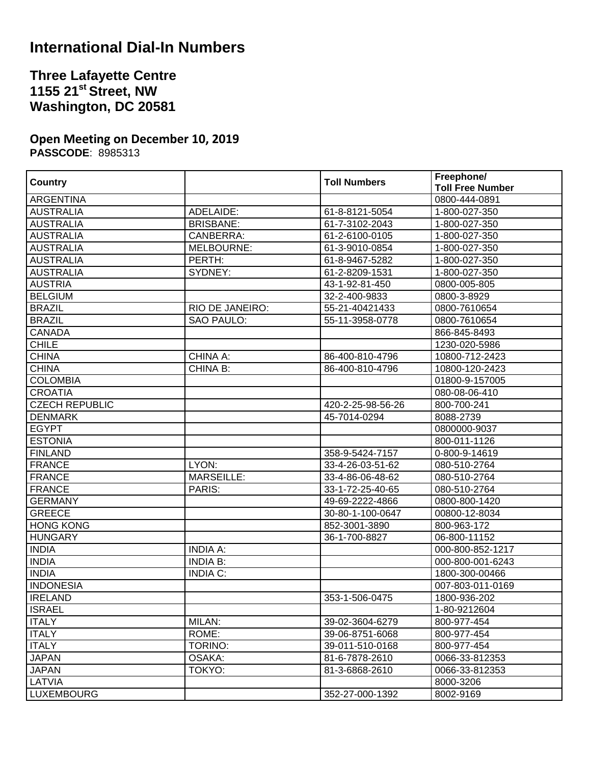# International Dial-In Numbers

## Three Lafayette Centre
## 1155 21st Street, NW
## Washington, DC 20581

### Open Meeting on December 10, 2019

**PASSCODE**: 8985313

| Country | | Toll Numbers | Freephone/ Toll Free Number |
|---|---|---|---|
| ARGENTINA | | | 0800-444-0891 |
| AUSTRALIA | ADELAIDE: | 61-8-8121-5054 | 1-800-027-350 |
| AUSTRALIA | BRISBANE: | 61-7-3102-2043 | 1-800-027-350 |
| AUSTRALIA | CANBERRA: | 61-2-6100-0105 | 1-800-027-350 |
| AUSTRALIA | MELBOURNE: | 61-3-9010-0854 | 1-800-027-350 |
| AUSTRALIA | PERTH: | 61-8-9467-5282 | 1-800-027-350 |
| AUSTRALIA | SYDNEY: | 61-2-8209-1531 | 1-800-027-350 |
| AUSTRIA | | 43-1-92-81-450 | 0800-005-805 |
| BELGIUM | | 32-2-400-9833 | 0800-3-8929 |
| BRAZIL | RIO DE JANEIRO: | 55-21-40421433 | 0800-7610654 |
| BRAZIL | SAO PAULO: | 55-11-3958-0778 | 0800-7610654 |
| CANADA | | | 866-845-8493 |
| CHILE | | | 1230-020-5986 |
| CHINA | CHINA A: | 86-400-810-4796 | 10800-712-2423 |
| CHINA | CHINA B: | 86-400-810-4796 | 10800-120-2423 |
| COLOMBIA | | | 01800-9-157005 |
| CROATIA | | | 080-08-06-410 |
| CZECH REPUBLIC | | 420-2-25-98-56-26 | 800-700-241 |
| DENMARK | | 45-7014-0294 | 8088-2739 |
| EGYPT | | | 0800000-9037 |
| ESTONIA | | | 800-011-1126 |
| FINLAND | | 358-9-5424-7157 | 0-800-9-14619 |
| FRANCE | LYON: | 33-4-26-03-51-62 | 080-510-2764 |
| FRANCE | MARSEILLE: | 33-4-86-06-48-62 | 080-510-2764 |
| FRANCE | PARIS: | 33-1-72-25-40-65 | 080-510-2764 |
| GERMANY | | 49-69-2222-4866 | 0800-800-1420 |
| GREECE | | 30-80-1-100-0647 | 00800-12-8034 |
| HONG KONG | | 852-3001-3890 | 800-963-172 |
| HUNGARY | | 36-1-700-8827 | 06-800-11152 |
| INDIA | INDIA A: | | 000-800-852-1217 |
| INDIA | INDIA B: | | 000-800-001-6243 |
| INDIA | INDIA C: | | 1800-300-00466 |
| INDONESIA | | | 007-803-011-0169 |
| IRELAND | | 353-1-506-0475 | 1800-936-202 |
| ISRAEL | | | 1-80-9212604 |
| ITALY | MILAN: | 39-02-3604-6279 | 800-977-454 |
| ITALY | ROME: | 39-06-8751-6068 | 800-977-454 |
| ITALY | TORINO: | 39-011-510-0168 | 800-977-454 |
| JAPAN | OSAKA: | 81-6-7878-2610 | 0066-33-812353 |
| JAPAN | TOKYO: | 81-3-6868-2610 | 0066-33-812353 |
| LATVIA | | | 8000-3206 |
| LUXEMBOURG | | 352-27-000-1392 | 8002-9169 |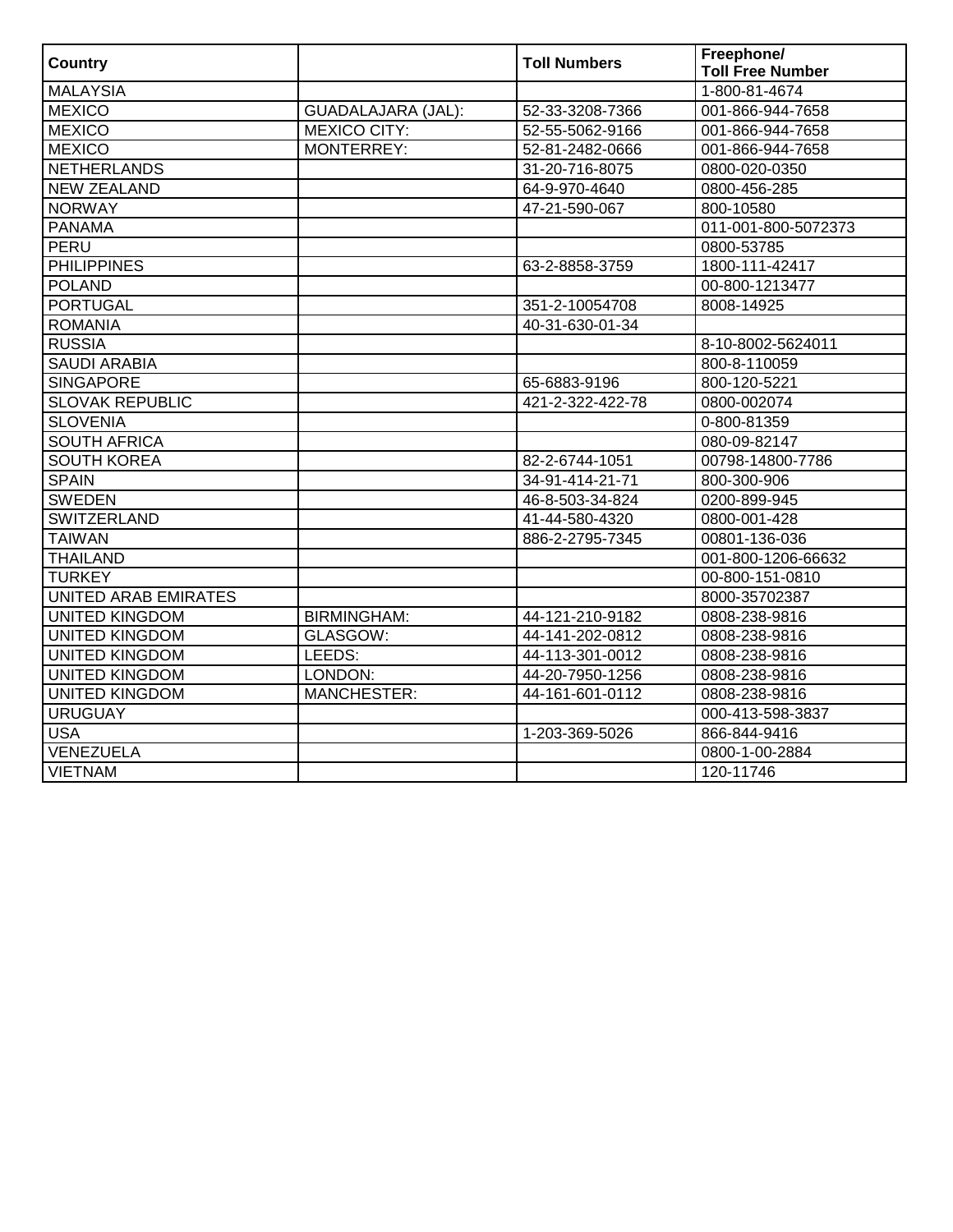| Country | | Toll Numbers | Freephone/ Toll Free Number |
|---|---|---|---|
| MALAYSIA | | | 1-800-81-4674 |
| MEXICO | GUADALAJARA (JAL): | 52-33-3208-7366 | 001-866-944-7658 |
| MEXICO | MEXICO CITY: | 52-55-5062-9166 | 001-866-944-7658 |
| MEXICO | MONTERREY: | 52-81-2482-0666 | 001-866-944-7658 |
| NETHERLANDS | | 31-20-716-8075 | 0800-020-0350 |
| NEW ZEALAND | | 64-9-970-4640 | 0800-456-285 |
| NORWAY | | 47-21-590-067 | 800-10580 |
| PANAMA | | | 011-001-800-5072373 |
| PERU | | | 0800-53785 |
| PHILIPPINES | | 63-2-8858-3759 | 1800-111-42417 |
| POLAND | | | 00-800-1213477 |
| PORTUGAL | | 351-2-10054708 | 8008-14925 |
| ROMANIA | | 40-31-630-01-34 | |
| RUSSIA | | | 8-10-8002-5624011 |
| SAUDI ARABIA | | | 800-8-110059 |
| SINGAPORE | | 65-6883-9196 | 800-120-5221 |
| SLOVAK REPUBLIC | | 421-2-322-422-78 | 0800-002074 |
| SLOVENIA | | | 0-800-81359 |
| SOUTH AFRICA | | | 080-09-82147 |
| SOUTH KOREA | | 82-2-6744-1051 | 00798-14800-7786 |
| SPAIN | | 34-91-414-21-71 | 800-300-906 |
| SWEDEN | | 46-8-503-34-824 | 0200-899-945 |
| SWITZERLAND | | 41-44-580-4320 | 0800-001-428 |
| TAIWAN | | 886-2-2795-7345 | 00801-136-036 |
| THAILAND | | | 001-800-1206-66632 |
| TURKEY | | | 00-800-151-0810 |
| UNITED ARAB EMIRATES | | | 8000-35702387 |
| UNITED KINGDOM | BIRMINGHAM: | 44-121-210-9182 | 0808-238-9816 |
| UNITED KINGDOM | GLASGOW: | 44-141-202-0812 | 0808-238-9816 |
| UNITED KINGDOM | LEEDS: | 44-113-301-0012 | 0808-238-9816 |
| UNITED KINGDOM | LONDON: | 44-20-7950-1256 | 0808-238-9816 |
| UNITED KINGDOM | MANCHESTER: | 44-161-601-0112 | 0808-238-9816 |
| URUGUAY | | | 000-413-598-3837 |
| USA | | 1-203-369-5026 | 866-844-9416 |
| VENEZUELA | | | 0800-1-00-2884 |
| VIETNAM | | | 120-11746 |